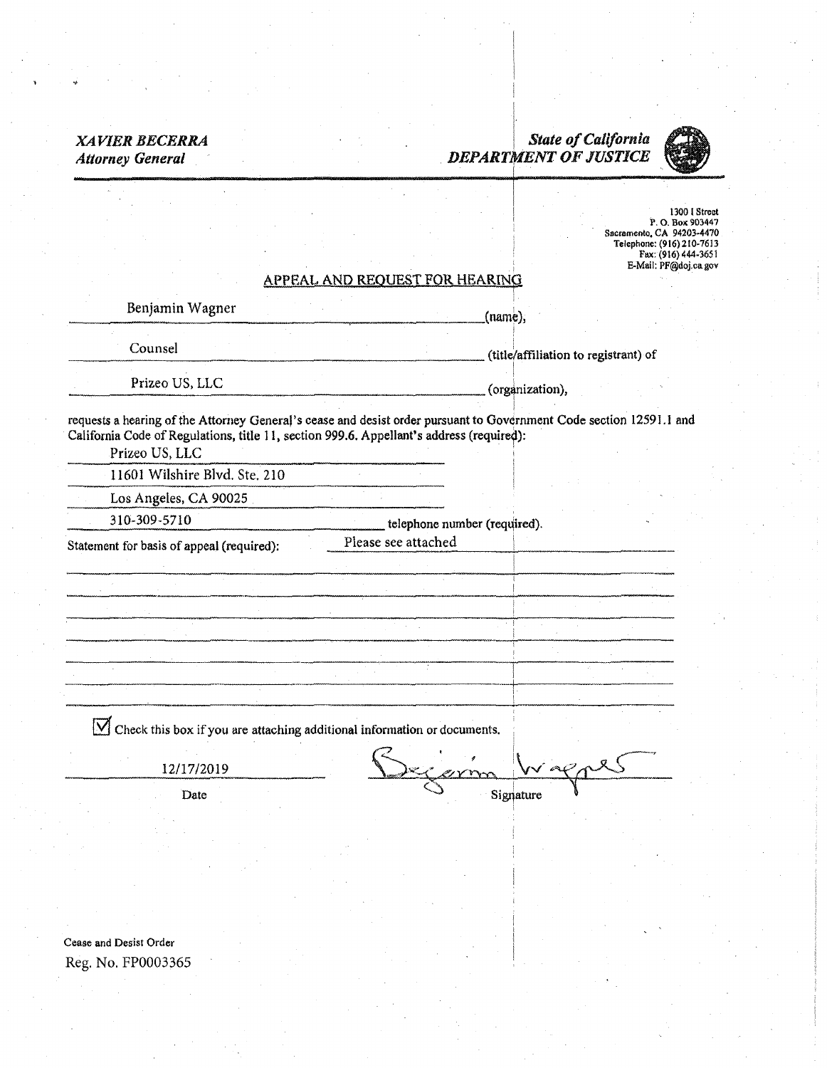*XAVIER BECERRA*
*Attorney General*

***State of California***
***DEPARTMENT OF JUSTICE***

1300 I Street
P. O. Box 903447
Sacramento, CA 94203-4470
Telephone: (916) 210-7613
Fax: (916) 444-3651
E-Mail: PF@doj.ca.gov

## APPEAL AND REQUEST FOR HEARING

Benjamin Wagner (name),

Counsel (title/affiliation to registrant) of

Prizeo US, LLC (organization),

requests a hearing of the Attorney General's cease and desist order pursuant to Government Code section 12591.1 and California Code of Regulations, title 11, section 999.6. Appellant's address (required):

Prizeo US, LLC
11601 Wilshire Blvd. Ste. 210
Los Angeles, CA 90025

310-309-5710 telephone number (required).

Statement for basis of appeal (required): Please see attached

☑ Check this box if you are attaching additional information or documents.

12/17/2019
Date

Benjamin Wagner
Signature

Cease and Desist Order
Reg. No. FP0003365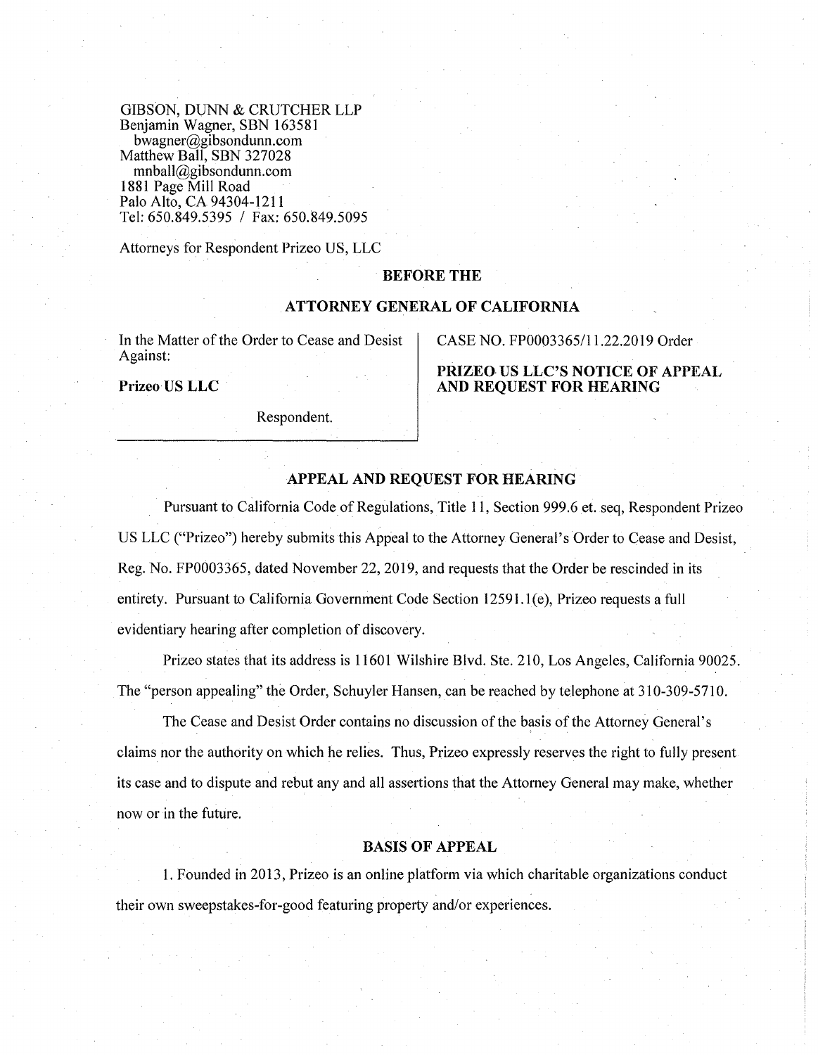GIBSON, DUNN & CRUTCHER LLP
Benjamin Wagner, SBN 163581
bwagner@gibsondunn.com
Matthew Ball, SBN 327028
mnball@gibsondunn.com
1881 Page Mill Road
Palo Alto, CA 94304-1211
Tel: 650.849.5395 / Fax: 650.849.5095

Attorneys for Respondent Prizeo US, LLC

**BEFORE THE**

**ATTORNEY GENERAL OF CALIFORNIA**

| In the Matter of the Order to Cease and Desist Against: **Prizeo US LLC** Respondent. | CASE NO. FP0003365/11.22.2019 Order **PRIZEO US LLC'S NOTICE OF APPEAL AND REQUEST FOR HEARING** |
|---|---|

## APPEAL AND REQUEST FOR HEARING

Pursuant to California Code of Regulations, Title 11, Section 999.6 et. seq, Respondent Prizeo US LLC ("Prizeo") hereby submits this Appeal to the Attorney General's Order to Cease and Desist, Reg. No. FP0003365, dated November 22, 2019, and requests that the Order be rescinded in its entirety. Pursuant to California Government Code Section 12591.1(e), Prizeo requests a full evidentiary hearing after completion of discovery.

Prizeo states that its address is 11601 Wilshire Blvd. Ste. 210, Los Angeles, California 90025. The "person appealing" the Order, Schuyler Hansen, can be reached by telephone at 310-309-5710.

The Cease and Desist Order contains no discussion of the basis of the Attorney General's claims nor the authority on which he relies. Thus, Prizeo expressly reserves the right to fully present its case and to dispute and rebut any and all assertions that the Attorney General may make, whether now or in the future.

## BASIS OF APPEAL

1. Founded in 2013, Prizeo is an online platform via which charitable organizations conduct their own sweepstakes-for-good featuring property and/or experiences.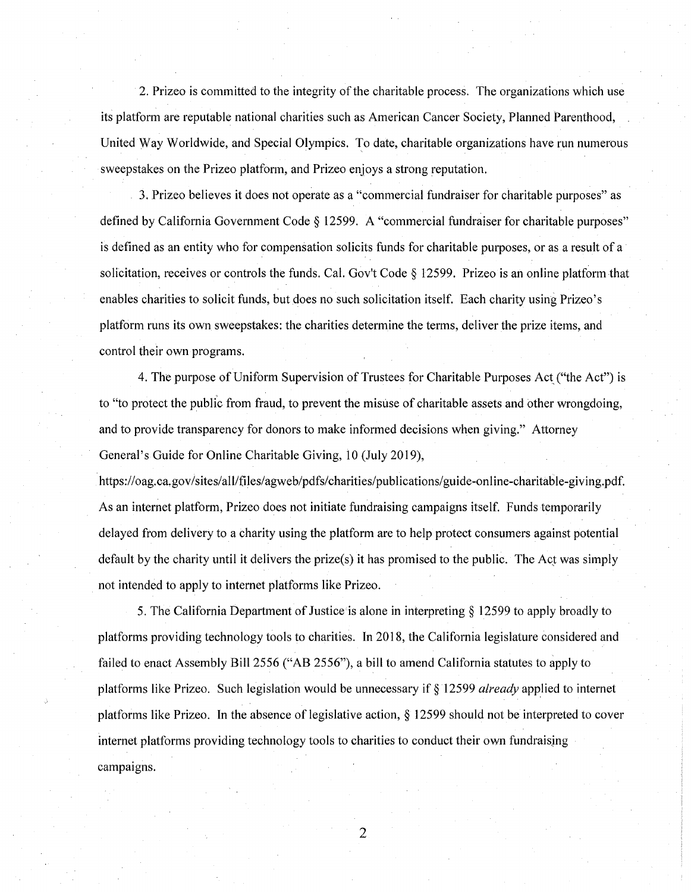2. Prizeo is committed to the integrity of the charitable process. The organizations which use its platform are reputable national charities such as American Cancer Society, Planned Parenthood, United Way Worldwide, and Special Olympics. To date, charitable organizations have run numerous sweepstakes on the Prizeo platform, and Prizeo enjoys a strong reputation.

3. Prizeo believes it does not operate as a "commercial fundraiser for charitable purposes" as defined by California Government Code § 12599. A "commercial fundraiser for charitable purposes" is defined as an entity who for compensation solicits funds for charitable purposes, or as a result of a solicitation, receives or controls the funds. Cal. Gov't Code § 12599. Prizeo is an online platform that enables charities to solicit funds, but does no such solicitation itself. Each charity using Prizeo's platform runs its own sweepstakes: the charities determine the terms, deliver the prize items, and control their own programs.

4. The purpose of Uniform Supervision of Trustees for Charitable Purposes Act ("the Act") is to "to protect the public from fraud, to prevent the misuse of charitable assets and other wrongdoing, and to provide transparency for donors to make informed decisions when giving." Attorney General's Guide for Online Charitable Giving, 10 (July 2019), https://oag.ca.gov/sites/all/files/agweb/pdfs/charities/publications/guide-online-charitable-giving.pdf. As an internet platform, Prizeo does not initiate fundraising campaigns itself. Funds temporarily delayed from delivery to a charity using the platform are to help protect consumers against potential default by the charity until it delivers the prize(s) it has promised to the public. The Act was simply not intended to apply to internet platforms like Prizeo.

5. The California Department of Justice is alone in interpreting § 12599 to apply broadly to platforms providing technology tools to charities. In 2018, the California legislature considered and failed to enact Assembly Bill 2556 ("AB 2556"), a bill to amend California statutes to apply to platforms like Prizeo. Such legislation would be unnecessary if § 12599 *already* applied to internet platforms like Prizeo. In the absence of legislative action, § 12599 should not be interpreted to cover internet platforms providing technology tools to charities to conduct their own fundraising campaigns.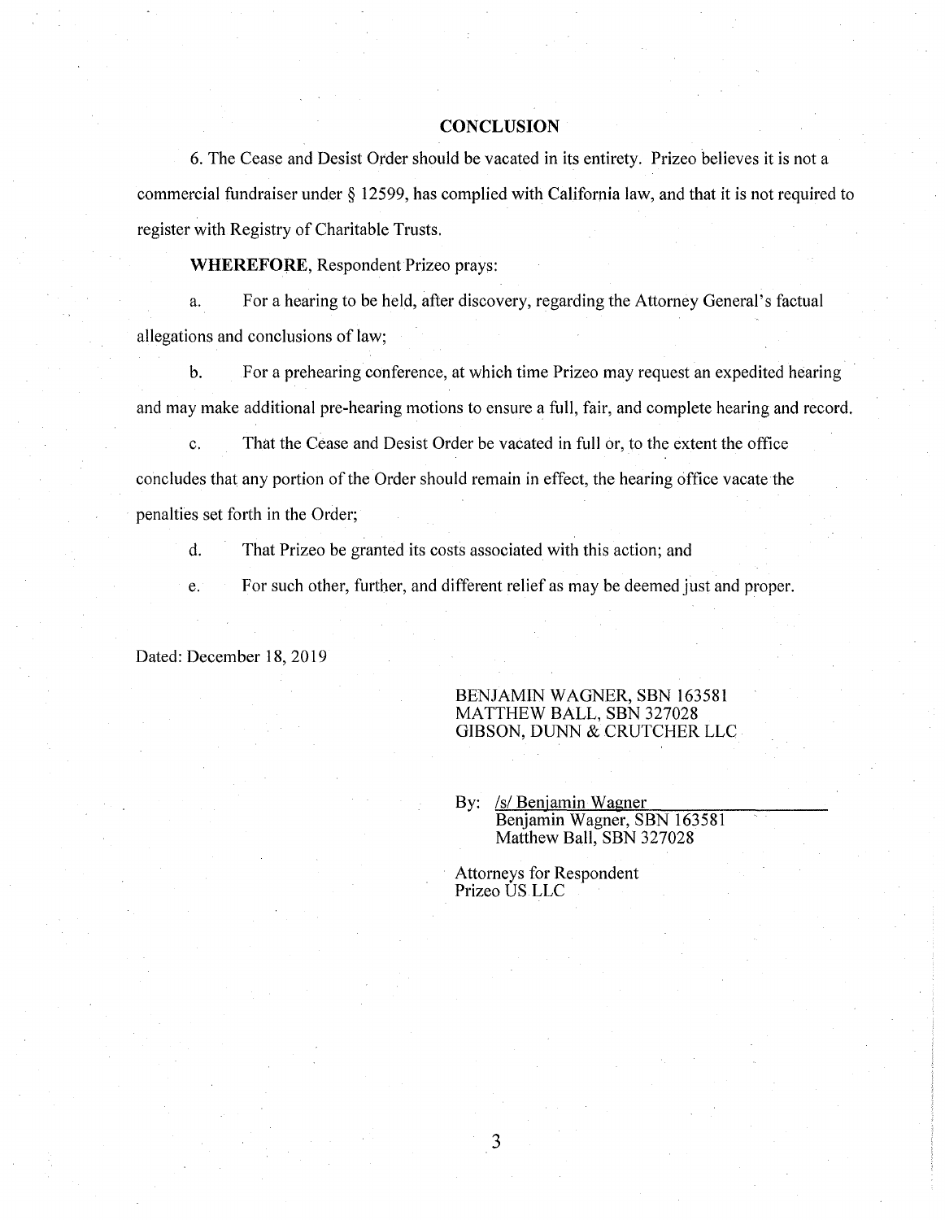## CONCLUSION

6. The Cease and Desist Order should be vacated in its entirety. Prizeo believes it is not a commercial fundraiser under § 12599, has complied with California law, and that it is not required to register with Registry of Charitable Trusts.

**WHEREFORE**, Respondent Prizeo prays:

a. For a hearing to be held, after discovery, regarding the Attorney General's factual allegations and conclusions of law;

b. For a prehearing conference, at which time Prizeo may request an expedited hearing and may make additional pre-hearing motions to ensure a full, fair, and complete hearing and record.

c. That the Cease and Desist Order be vacated in full or, to the extent the office concludes that any portion of the Order should remain in effect, the hearing office vacate the penalties set forth in the Order;

d. That Prizeo be granted its costs associated with this action; and

e. For such other, further, and different relief as may be deemed just and proper.

Dated: December 18, 2019

BENJAMIN WAGNER, SBN 163581
MATTHEW BALL, SBN 327028
GIBSON, DUNN & CRUTCHER LLC

By: /s/ Benjamin Wagner
Benjamin Wagner, SBN 163581
Matthew Ball, SBN 327028

Attorneys for Respondent
Prizeo US LLC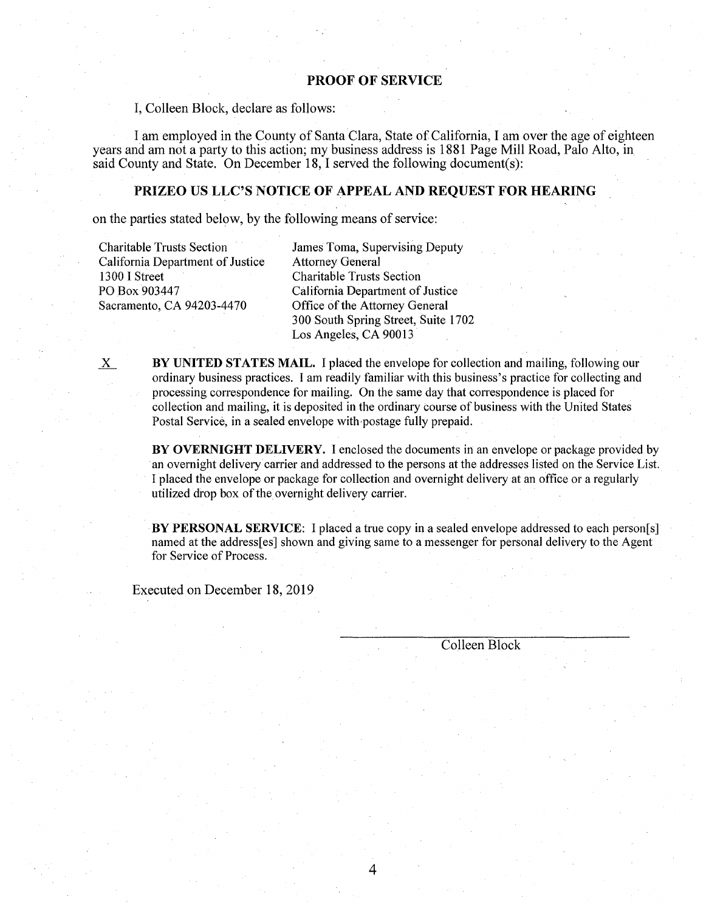## PROOF OF SERVICE

I, Colleen Block, declare as follows:

I am employed in the County of Santa Clara, State of California, I am over the age of eighteen years and am not a party to this action; my business address is 1881 Page Mill Road, Palo Alto, in said County and State. On December 18, I served the following document(s):

**PRIZEO US LLC'S NOTICE OF APPEAL AND REQUEST FOR HEARING**

on the parties stated below, by the following means of service:

Charitable Trusts Section
California Department of Justice
1300 I Street
PO Box 903447
Sacramento, CA 94203-4470

James Toma, Supervising Deputy
Attorney General
Charitable Trusts Section
California Department of Justice
Office of the Attorney General
300 South Spring Street, Suite 1702
Los Angeles, CA 90013

X **BY UNITED STATES MAIL.** I placed the envelope for collection and mailing, following our ordinary business practices. I am readily familiar with this business's practice for collecting and processing correspondence for mailing. On the same day that correspondence is placed for collection and mailing, it is deposited in the ordinary course of business with the United States Postal Service, in a sealed envelope with postage fully prepaid.

**BY OVERNIGHT DELIVERY.** I enclosed the documents in an envelope or package provided by an overnight delivery carrier and addressed to the persons at the addresses listed on the Service List. I placed the envelope or package for collection and overnight delivery at an office or a regularly utilized drop box of the overnight delivery carrier.

**BY PERSONAL SERVICE**: I placed a true copy in a sealed envelope addressed to each person[s] named at the address[es] shown and giving same to a messenger for personal delivery to the Agent for Service of Process.

Executed on December 18, 2019

\_\_\_\_\_\_\_\_\_\_\_\_\_\_\_\_\_\_\_\_\_\_\_\_\_\_\_\_\_\_
Colleen Block